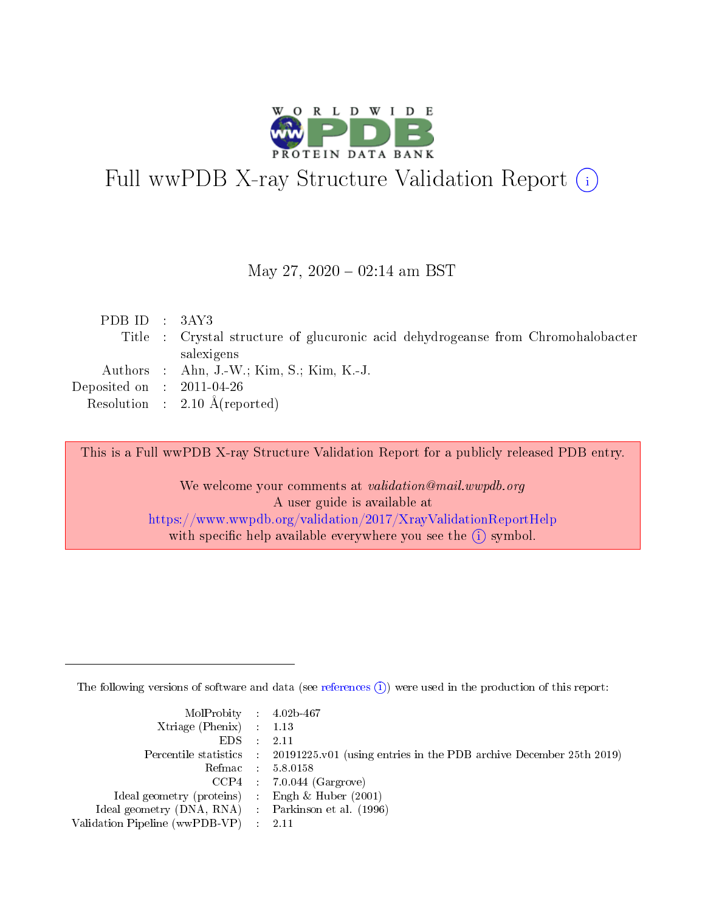# Full wwPDB X-ray Structure Validation Report (i)

May 27, 2020 – 02:14 am BST

| | | |
|---|---|---|
| PDB ID | : | 3AY3 |
| Title | : | Crystal structure of glucuronic acid dehydrogeanse from Chromohalobacter salexigens |
| Authors | : | Ahn, J.-W.; Kim, S.; Kim, K.-J. |
| Deposited on | : | 2011-04-26 |
| Resolution | : | 2.10 Å(reported) |

This is a Full wwPDB X-ray Structure Validation Report for a publicly released PDB entry.

We welcome your comments at *validation@mail.wwpdb.org*
A user guide is available at
https://www.wwpdb.org/validation/2017/XrayValidationReportHelp
with specific help available everywhere you see the (i) symbol.

---

The following versions of software and data (see references (i)) were used in the production of this report:

| | | |
|---|---|---|
| MolProbity | : | 4.02b-467 |
| Xtriage (Phenix) | : | 1.13 |
| EDS | : | 2.11 |
| Percentile statistics | : | 20191225.v01 (using entries in the PDB archive December 25th 2019) |
| Refmac | : | 5.8.0158 |
| CCP4 | : | 7.0.044 (Gargrove) |
| Ideal geometry (proteins) | : | Engh & Huber (2001) |
| Ideal geometry (DNA, RNA) | : | Parkinson et al. (1996) |
| Validation Pipeline (wwPDB-VP) | : | 2.11 |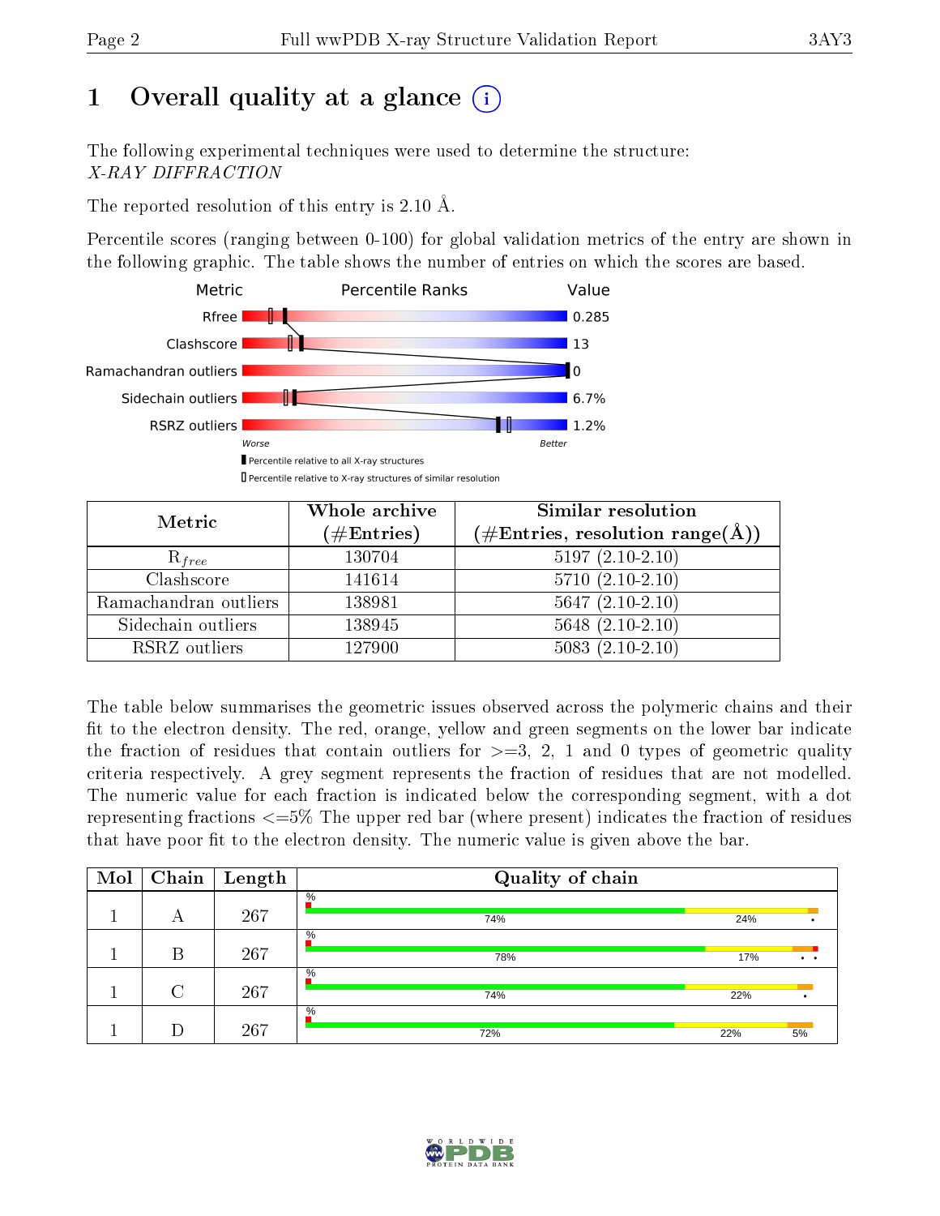# 1 Overall quality at a glance

The following experimental techniques were used to determine the structure: *X-RAY DIFFRACTION*

The reported resolution of this entry is 2.10 Å.

Percentile scores (ranging between 0-100) for global validation metrics of the entry are shown in the following graphic. The table shows the number of entries on which the scores are based.

| Metric | Value |
|---|---|
| Rfree | 0.285 |
| Clashscore | 13 |
| Ramachandran outliers | 0 |
| Sidechain outliers | 6.7% |
| RSRZ outliers | 1.2% |

| Metric | Whole archive (#Entries) | Similar resolution (#Entries, resolution range(Å)) |
|---|---|---|
| $R_{free}$ | 130704 | 5197 (2.10-2.10) |
| Clashscore | 141614 | 5710 (2.10-2.10) |
| Ramachandran outliers | 138981 | 5647 (2.10-2.10) |
| Sidechain outliers | 138945 | 5648 (2.10-2.10) |
| RSRZ outliers | 127900 | 5083 (2.10-2.10) |

The table below summarises the geometric issues observed across the polymeric chains and their fit to the electron density. The red, orange, yellow and green segments on the lower bar indicate the fraction of residues that contain outliers for >=3, 2, 1 and 0 types of geometric quality criteria respectively. A grey segment represents the fraction of residues that are not modelled. The numeric value for each fraction is indicated below the corresponding segment, with a dot representing fractions <=5% The upper red bar (where present) indicates the fraction of residues that have poor fit to the electron density. The numeric value is given above the bar.

| Mol | Chain | Length | Quality of chain |
|---|---|---|---|
| 1 | A | 267 | 74% / 24% / • |
| 1 | B | 267 | 78% / 17% / • • |
| 1 | C | 267 | 74% / 22% / • |
| 1 | D | 267 | 72% / 22% / 5% |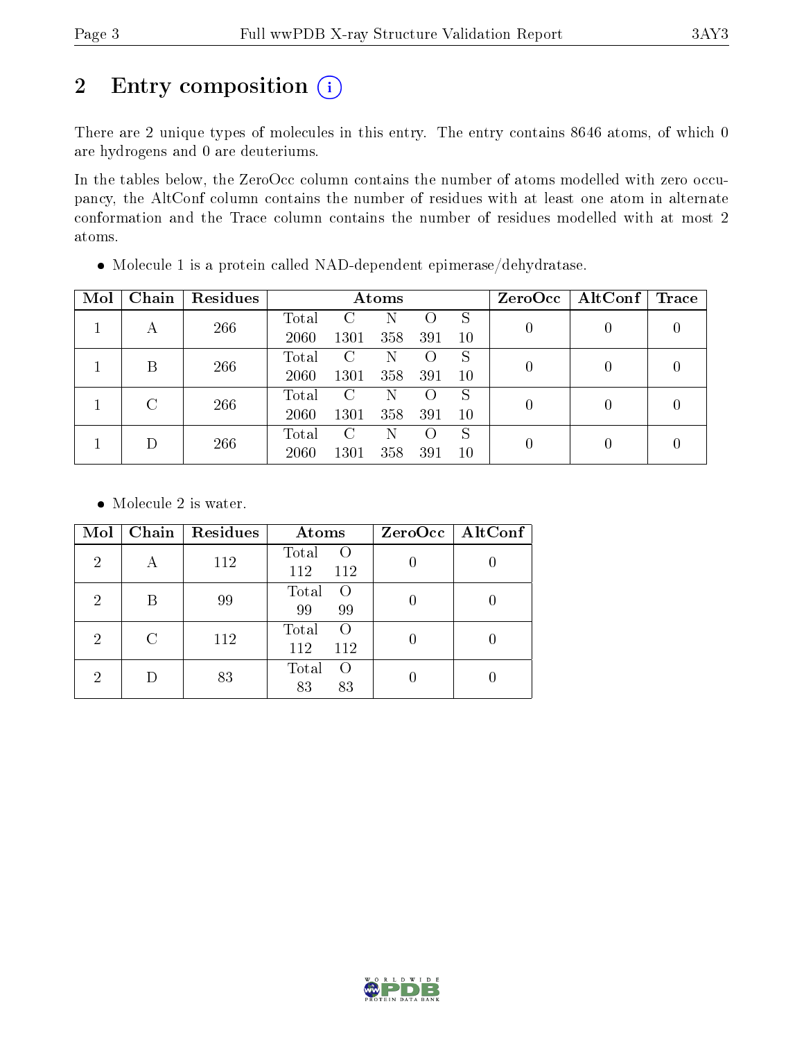# 2 Entry composition

There are 2 unique types of molecules in this entry. The entry contains 8646 atoms, of which 0 are hydrogens and 0 are deuteriums.

In the tables below, the ZeroOcc column contains the number of atoms modelled with zero occupancy, the AltConf column contains the number of residues with at least one atom in alternate conformation and the Trace column contains the number of residues modelled with at most 2 atoms.

- Molecule 1 is a protein called NAD-dependent epimerase/dehydratase.

| Mol | Chain | Residues | Atoms | | | | | ZeroOcc | AltConf | Trace |
|---|---|---|---|---|---|---|---|---|---|---|
| 1 | A | 266 | Total<br>2060 | C<br>1301 | N<br>358 | O<br>391 | S<br>10 | 0 | 0 | 0 |
| 1 | B | 266 | Total<br>2060 | C<br>1301 | N<br>358 | O<br>391 | S<br>10 | 0 | 0 | 0 |
| 1 | C | 266 | Total<br>2060 | C<br>1301 | N<br>358 | O<br>391 | S<br>10 | 0 | 0 | 0 |
| 1 | D | 266 | Total<br>2060 | C<br>1301 | N<br>358 | O<br>391 | S<br>10 | 0 | 0 | 0 |

- Molecule 2 is water.

| Mol | Chain | Residues | Atoms | | ZeroOcc | AltConf |
|---|---|---|---|---|---|---|
| 2 | A | 112 | Total<br>112 | O<br>112 | 0 | 0 |
| 2 | B | 99 | Total<br>99 | O<br>99 | 0 | 0 |
| 2 | C | 112 | Total<br>112 | O<br>112 | 0 | 0 |
| 2 | D | 83 | Total<br>83 | O<br>83 | 0 | 0 |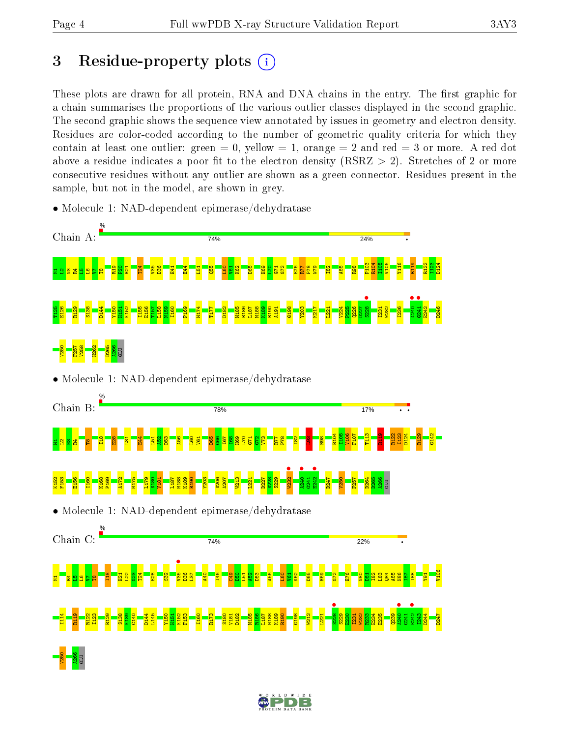# 3 Residue-property plots

These plots are drawn for all protein, RNA and DNA chains in the entry. The first graphic for a chain summarises the proportions of the various outlier classes displayed in the second graphic. The second graphic shows the sequence view annotated by issues in geometry and electron density. Residues are color-coded according to the number of geometric quality criteria for which they contain at least one outlier: green = 0, yellow = 1, orange = 2 and red = 3 or more. A red dot above a residue indicates a poor fit to the electron density (RSRZ > 2). Stretches of 2 or more consecutive residues without any outlier are shown as a green connector. Residues present in the sample, but not in the model, are shown in grey.

- Molecule 1: NAD-dependent epimerase/dehydratase

Chain A: 74% 24%

M1 L2 N3 R4 L5 L6 V7 T8 R19 P20 H21 T24 V35 D36 E41 E44 L51 Q55 L60 V61 K62 D65 H69 L70 G71 G72 E76 R77 P78 W79 I82 A85 R98 P103 R104 I105 V106 Y116 R119 R122 I123 D124 T125 E126 R129 S138 D144 Y150 H151 K152 I155 E156 T157 L158 M159 I160 P169 M174 T177 D182 M185 R186 L187 M188 K189 R190 A191 G198 Y203 K217 L221 V224 P225 Q226 D227 S228 I231 W232 I236 A240 G241 E242 D246 V250 F257 V258 H262 D265 A266 GLU

- Molecule 1: NAD-dependent epimerase/dehydratase

Chain B: 78% 17%

M1 L2 N3 R4 T8 I18 E28 L31 E44 L51 A52 D53 A56 L60 V61 D65 G66 I67 I68 H69 L70 G71 G72 V73 R77 P78 I82 L83 R98 R104 I105 V106 F107 T113 R119 R122 I123 D124 R129 G142 K152 F153 E156 I160 K168 P169 A172 M175 L179 S180 V181 L187 M188 K189 R190 Y203 S206 A207 W213 L221 D227 S228 S229 W232 A240 G241 E242 D247 V250 F257 D264 D265 A266 GLU

- Molecule 1: NAD-dependent epimerase/dehydratase

Chain C: 74% 22%

M1 R4 L5 L6 V7 T8 I18 H21 L22 G23 T24 E28 S32 V35 D36 L37 A40 I46 C49 D50 L51 A52 D53 A56 L60 V61 K62 D65 H69 G72 E76 N80 D81 I82 L83 Q84 A85 N86 I87 I88 Y91 V106 I114 R119 R122 I123 R129 S138 K139 C140 D144 L145 Y150 H151 K152 F153 I160 R173 S180 V181 D182 M185 R186 L187 M188 K189 R190 G198 W212 L221 S228 S229 E230 I231 W232 R233 E234 E235 Q239 A240 G241 E242 P243 D244 D247 V250 A266 GLU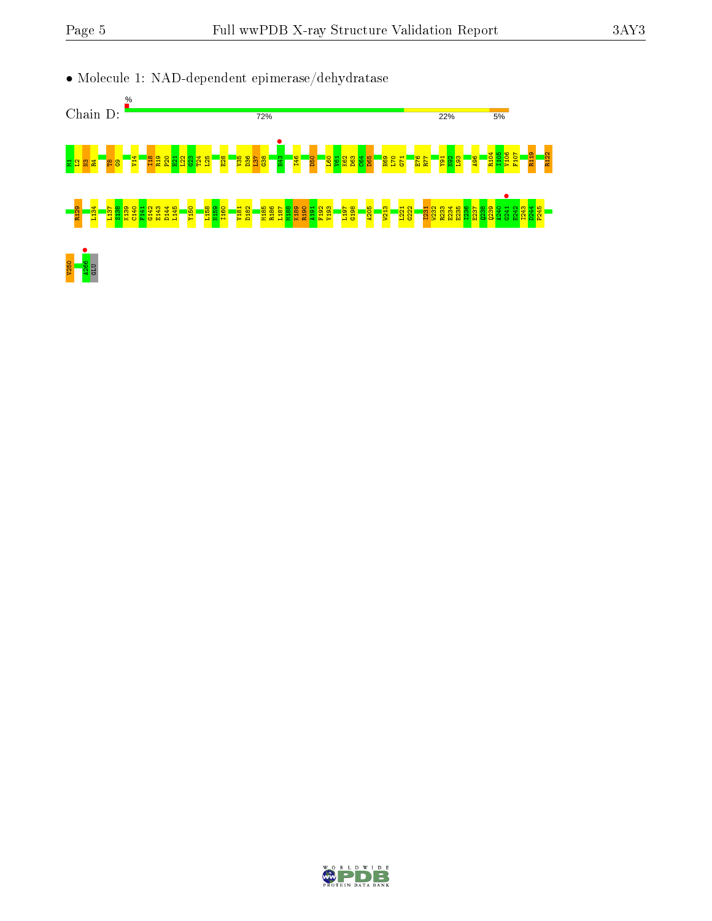- Molecule 1: NAD-dependent epimerase/dehydratase

Chain D:

%

72%

22%

5%

M1 L2 N3 R4 T8 G9 V14 I18 R19 P20 H21 L22 G23 T24 L25 E28 V35 D36 L37 G38 H43 I46 D50 L60 V61 K62 D63 C64 D65 H69 L70 G71 E76 R77 Y91 N92 L93 A96 R104 I105 V106 F107 R119 R122

R129 L134 L137 S138 K139 C140 F141 G142 E143 D144 L145 Y150 L158 M159 I160 V181 D182 M185 R186 L187 M188 K189 R190 A191 F192 V193 L197 G198 A205 W213 L221 G222 I231 W232 R233 E234 E235 I236 E237 Q238 Q239 A240 G241 E242 I243 D244 P245

V250 A266 GLU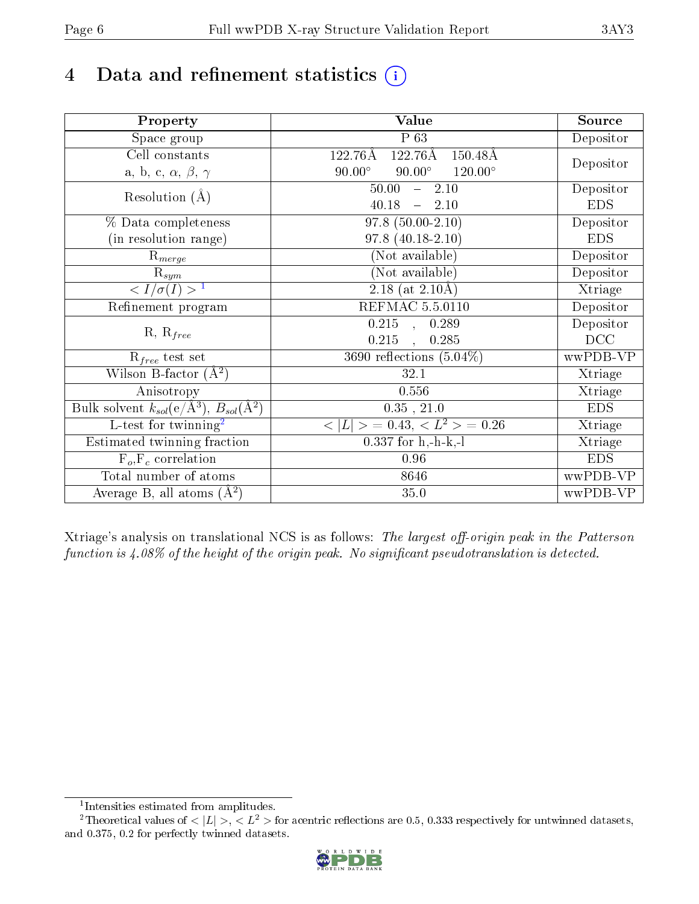# 4 Data and refinement statistics (i)

| Property | Value | Source |
|---|---|---|
| Space group | P 63 | Depositor |
| Cell constants<br>a, b, c, $\alpha$, $\beta$, $\gamma$ | 122.76Å 122.76Å 150.48Å<br>90.00° 90.00° 120.00° | Depositor |
| Resolution (Å) | 50.00 – 2.10<br>40.18 – 2.10 | Depositor<br>EDS |
| % Data completeness<br>(in resolution range) | 97.8 (50.00-2.10)<br>97.8 (40.18-2.10) | Depositor<br>EDS |
| $R_{merge}$ | (Not available) | Depositor |
| $R_{sym}$ | (Not available) | Depositor |
| $< I/\sigma(I) >$ [1] | 2.18 (at 2.10Å) | Xtriage |
| Refinement program | REFMAC 5.5.0110 | Depositor |
| R, $R_{free}$ | 0.215 , 0.289<br>0.215 , 0.285 | Depositor<br>DCC |
| $R_{free}$ test set | 3690 reflections (5.04%) | wwPDB-VP |
| Wilson B-factor (Å$^2$) | 32.1 | Xtriage |
| Anisotropy | 0.556 | Xtriage |
| Bulk solvent $k_{sol}$(e/Å$^3$), $B_{sol}$(Å$^2$) | 0.35 , 21.0 | EDS |
| L-test for twinning[2] | $< \|L\| >$ = 0.43, $< L^2 >$ = 0.26 | Xtriage |
| Estimated twinning fraction | 0.337 for h,-h-k,-l | Xtriage |
| $F_o$,$F_c$ correlation | 0.96 | EDS |
| Total number of atoms | 8646 | wwPDB-VP |
| Average B, all atoms (Å$^2$) | 35.0 | wwPDB-VP |

Xtriage's analysis on translational NCS is as follows: *The largest off-origin peak in the Patterson function is 4.08% of the height of the origin peak. No significant pseudotranslation is detected.*

[1] Intensities estimated from amplitudes.

[2] Theoretical values of $< |L| >$, $< L^2 >$ for acentric reflections are 0.5, 0.333 respectively for untwinned datasets, and 0.375, 0.2 for perfectly twinned datasets.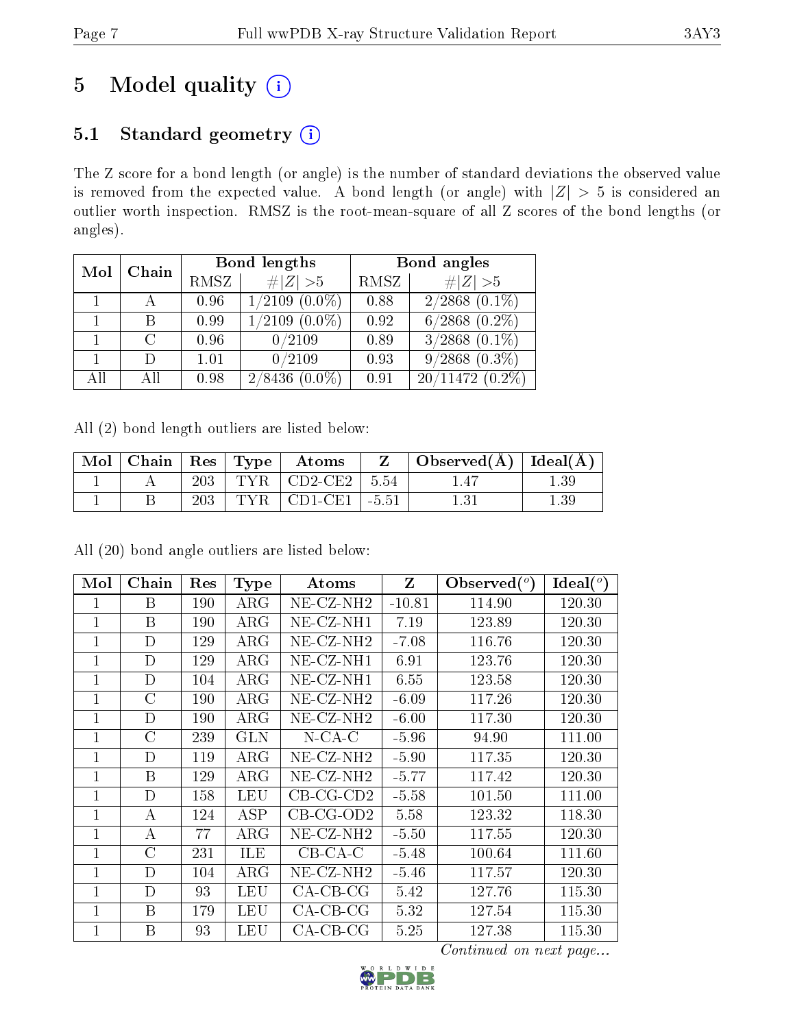# 5 Model quality (i)

## 5.1 Standard geometry (i)

The Z score for a bond length (or angle) is the number of standard deviations the observed value is removed from the expected value. A bond length (or angle) with $|Z| > 5$ is considered an outlier worth inspection. RMSZ is the root-mean-square of all Z scores of the bond lengths (or angles).

| Mol | Chain | Bond lengths | | Bond angles | |
|---|---|---|---|---|---|
| | | RMSZ | #\|Z\| >5 | RMSZ | #\|Z\| >5 |
| 1 | A | 0.96 | 1/2109 (0.0%) | 0.88 | 2/2868 (0.1%) |
| 1 | B | 0.99 | 1/2109 (0.0%) | 0.92 | 6/2868 (0.2%) |
| 1 | C | 0.96 | 0/2109 | 0.89 | 3/2868 (0.1%) |
| 1 | D | 1.01 | 0/2109 | 0.93 | 9/2868 (0.3%) |
| All | All | 0.98 | 2/8436 (0.0%) | 0.91 | 20/11472 (0.2%) |

All (2) bond length outliers are listed below:

| Mol | Chain | Res | Type | Atoms | Z | Observed(Å) | Ideal(Å) |
|---|---|---|---|---|---|---|---|
| 1 | A | 203 | TYR | CD2-CE2 | 5.54 | 1.47 | 1.39 |
| 1 | B | 203 | TYR | CD1-CE1 | -5.51 | 1.31 | 1.39 |

All (20) bond angle outliers are listed below:

| Mol | Chain | Res | Type | Atoms | Z | Observed(°) | Ideal(°) |
|---|---|---|---|---|---|---|---|
| 1 | B | 190 | ARG | NE-CZ-NH2 | -10.81 | 114.90 | 120.30 |
| 1 | B | 190 | ARG | NE-CZ-NH1 | 7.19 | 123.89 | 120.30 |
| 1 | D | 129 | ARG | NE-CZ-NH2 | -7.08 | 116.76 | 120.30 |
| 1 | D | 129 | ARG | NE-CZ-NH1 | 6.91 | 123.76 | 120.30 |
| 1 | D | 104 | ARG | NE-CZ-NH1 | 6.55 | 123.58 | 120.30 |
| 1 | C | 190 | ARG | NE-CZ-NH2 | -6.09 | 117.26 | 120.30 |
| 1 | D | 190 | ARG | NE-CZ-NH2 | -6.00 | 117.30 | 120.30 |
| 1 | C | 239 | GLN | N-CA-C | -5.96 | 94.90 | 111.00 |
| 1 | D | 119 | ARG | NE-CZ-NH2 | -5.90 | 117.35 | 120.30 |
| 1 | B | 129 | ARG | NE-CZ-NH2 | -5.77 | 117.42 | 120.30 |
| 1 | D | 158 | LEU | CB-CG-CD2 | -5.58 | 101.50 | 111.00 |
| 1 | A | 124 | ASP | CB-CG-OD2 | 5.58 | 123.32 | 118.30 |
| 1 | A | 77 | ARG | NE-CZ-NH2 | -5.50 | 117.55 | 120.30 |
| 1 | C | 231 | ILE | CB-CA-C | -5.48 | 100.64 | 111.60 |
| 1 | D | 104 | ARG | NE-CZ-NH2 | -5.46 | 117.57 | 120.30 |
| 1 | D | 93 | LEU | CA-CB-CG | 5.42 | 127.76 | 115.30 |
| 1 | B | 179 | LEU | CA-CB-CG | 5.32 | 127.54 | 115.30 |
| 1 | B | 93 | LEU | CA-CB-CG | 5.25 | 127.38 | 115.30 |

*Continued on next page...*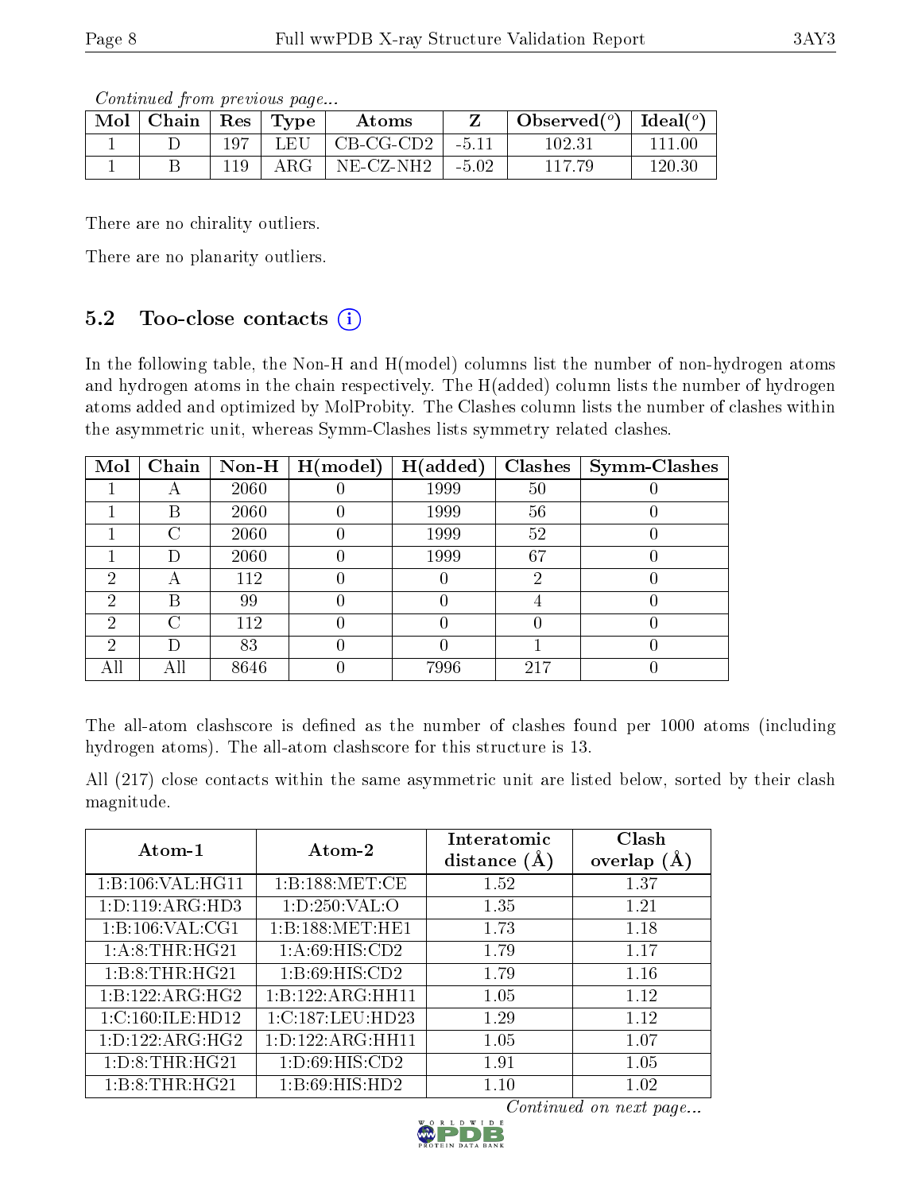*Continued from previous page...*

| Mol | Chain | Res | Type | Atoms | Z | Observed(°) | Ideal(°) |
|---|---|---|---|---|---|---|---|
| 1 | D | 197 | LEU | CB-CG-CD2 | -5.11 | 102.31 | 111.00 |
| 1 | B | 119 | ARG | NE-CZ-NH2 | -5.02 | 117.79 | 120.30 |

There are no chirality outliers.

There are no planarity outliers.

### 5.2 Too-close contacts (i)

In the following table, the Non-H and H(model) columns list the number of non-hydrogen atoms and hydrogen atoms in the chain respectively. The H(added) column lists the number of hydrogen atoms added and optimized by MolProbity. The Clashes column lists the number of clashes within the asymmetric unit, whereas Symm-Clashes lists symmetry related clashes.

| Mol | Chain | Non-H | H(model) | H(added) | Clashes | Symm-Clashes |
|---|---|---|---|---|---|---|
| 1 | A | 2060 | 0 | 1999 | 50 | 0 |
| 1 | B | 2060 | 0 | 1999 | 56 | 0 |
| 1 | C | 2060 | 0 | 1999 | 52 | 0 |
| 1 | D | 2060 | 0 | 1999 | 67 | 0 |
| 2 | A | 112 | 0 | 0 | 2 | 0 |
| 2 | B | 99 | 0 | 0 | 4 | 0 |
| 2 | C | 112 | 0 | 0 | 0 | 0 |
| 2 | D | 83 | 0 | 0 | 1 | 0 |
| All | All | 8646 | 0 | 7996 | 217 | 0 |

The all-atom clashscore is defined as the number of clashes found per 1000 atoms (including hydrogen atoms). The all-atom clashscore for this structure is 13.

All (217) close contacts within the same asymmetric unit are listed below, sorted by their clash magnitude.

| Atom-1 | Atom-2 | Interatomic distance (Å) | Clash overlap (Å) |
|---|---|---|---|
| 1:B:106:VAL:HG11 | 1:B:188:MET:CE | 1.52 | 1.37 |
| 1:D:119:ARG:HD3 | 1:D:250:VAL:O | 1.35 | 1.21 |
| 1:B:106:VAL:CG1 | 1:B:188:MET:HE1 | 1.73 | 1.18 |
| 1:A:8:THR:HG21 | 1:A:69:HIS:CD2 | 1.79 | 1.17 |
| 1:B:8:THR:HG21 | 1:B:69:HIS:CD2 | 1.79 | 1.16 |
| 1:B:122:ARG:HG2 | 1:B:122:ARG:HH11 | 1.05 | 1.12 |
| 1:C:160:ILE:HD12 | 1:C:187:LEU:HD23 | 1.29 | 1.12 |
| 1:D:122:ARG:HG2 | 1:D:122:ARG:HH11 | 1.05 | 1.07 |
| 1:D:8:THR:HG21 | 1:D:69:HIS:CD2 | 1.91 | 1.05 |
| 1:B:8:THR:HG21 | 1:B:69:HIS:HD2 | 1.10 | 1.02 |

*Continued on next page...*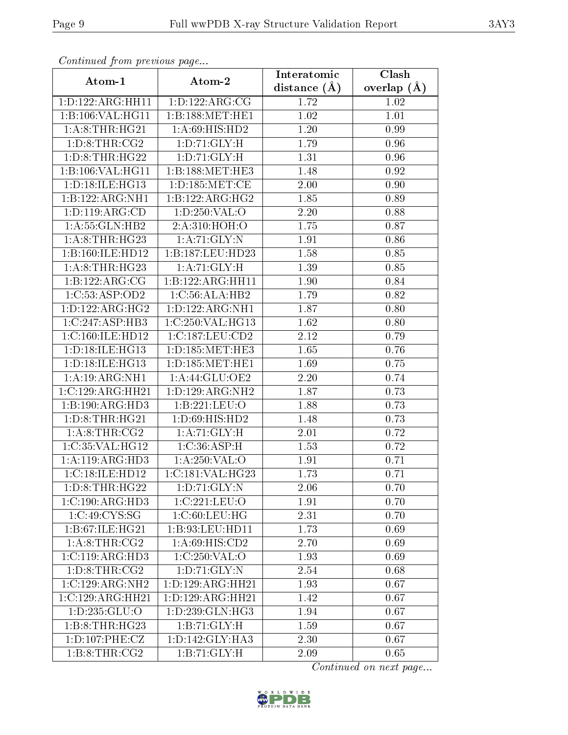*Continued from previous page...*

| Atom-1 | Atom-2 | Interatomic distance (Å) | Clash overlap (Å) |
|---|---|---|---|
| 1:D:122:ARG:HH11 | 1:D:122:ARG:CG | 1.72 | 1.02 |
| 1:B:106:VAL:HG11 | 1:B:188:MET:HE1 | 1.02 | 1.01 |
| 1:A:8:THR:HG21 | 1:A:69:HIS:HD2 | 1.20 | 0.99 |
| 1:D:8:THR:CG2 | 1:D:71:GLY:H | 1.79 | 0.96 |
| 1:D:8:THR:HG22 | 1:D:71:GLY:H | 1.31 | 0.96 |
| 1:B:106:VAL:HG11 | 1:B:188:MET:HE3 | 1.48 | 0.92 |
| 1:D:18:ILE:HG13 | 1:D:185:MET:CE | 2.00 | 0.90 |
| 1:B:122:ARG:NH1 | 1:B:122:ARG:HG2 | 1.85 | 0.89 |
| 1:D:119:ARG:CD | 1:D:250:VAL:O | 2.20 | 0.88 |
| 1:A:55:GLN:HB2 | 2:A:310:HOH:O | 1.75 | 0.87 |
| 1:A:8:THR:HG23 | 1:A:71:GLY:N | 1.91 | 0.86 |
| 1:B:160:ILE:HD12 | 1:B:187:LEU:HD23 | 1.58 | 0.85 |
| 1:A:8:THR:HG23 | 1:A:71:GLY:H | 1.39 | 0.85 |
| 1:B:122:ARG:CG | 1:B:122:ARG:HH11 | 1.90 | 0.84 |
| 1:C:53:ASP:OD2 | 1:C:56:ALA:HB2 | 1.79 | 0.82 |
| 1:D:122:ARG:HG2 | 1:D:122:ARG:NH1 | 1.87 | 0.80 |
| 1:C:247:ASP:HB3 | 1:C:250:VAL:HG13 | 1.62 | 0.80 |
| 1:C:160:ILE:HD12 | 1:C:187:LEU:CD2 | 2.12 | 0.79 |
| 1:D:18:ILE:HG13 | 1:D:185:MET:HE3 | 1.65 | 0.76 |
| 1:D:18:ILE:HG13 | 1:D:185:MET:HE1 | 1.69 | 0.75 |
| 1:A:19:ARG:NH1 | 1:A:44:GLU:OE2 | 2.20 | 0.74 |
| 1:C:129:ARG:HH21 | 1:D:129:ARG:NH2 | 1.87 | 0.73 |
| 1:B:190:ARG:HD3 | 1:B:221:LEU:O | 1.88 | 0.73 |
| 1:D:8:THR:HG21 | 1:D:69:HIS:HD2 | 1.48 | 0.73 |
| 1:A:8:THR:CG2 | 1:A:71:GLY:H | 2.01 | 0.72 |
| 1:C:35:VAL:HG12 | 1:C:36:ASP:H | 1.53 | 0.72 |
| 1:A:119:ARG:HD3 | 1:A:250:VAL:O | 1.91 | 0.71 |
| 1:C:18:ILE:HD12 | 1:C:181:VAL:HG23 | 1.73 | 0.71 |
| 1:D:8:THR:HG22 | 1:D:71:GLY:N | 2.06 | 0.70 |
| 1:C:190:ARG:HD3 | 1:C:221:LEU:O | 1.91 | 0.70 |
| 1:C:49:CYS:SG | 1:C:60:LEU:HG | 2.31 | 0.70 |
| 1:B:67:ILE:HG21 | 1:B:93:LEU:HD11 | 1.73 | 0.69 |
| 1:A:8:THR:CG2 | 1:A:69:HIS:CD2 | 2.70 | 0.69 |
| 1:C:119:ARG:HD3 | 1:C:250:VAL:O | 1.93 | 0.69 |
| 1:D:8:THR:CG2 | 1:D:71:GLY:N | 2.54 | 0.68 |
| 1:C:129:ARG:NH2 | 1:D:129:ARG:HH21 | 1.93 | 0.67 |
| 1:C:129:ARG:HH21 | 1:D:129:ARG:HH21 | 1.42 | 0.67 |
| 1:D:235:GLU:O | 1:D:239:GLN:HG3 | 1.94 | 0.67 |
| 1:B:8:THR:HG23 | 1:B:71:GLY:H | 1.59 | 0.67 |
| 1:D:107:PHE:CZ | 1:D:142:GLY:HA3 | 2.30 | 0.67 |
| 1:B:8:THR:CG2 | 1:B:71:GLY:H | 2.09 | 0.65 |

*Continued on next page...*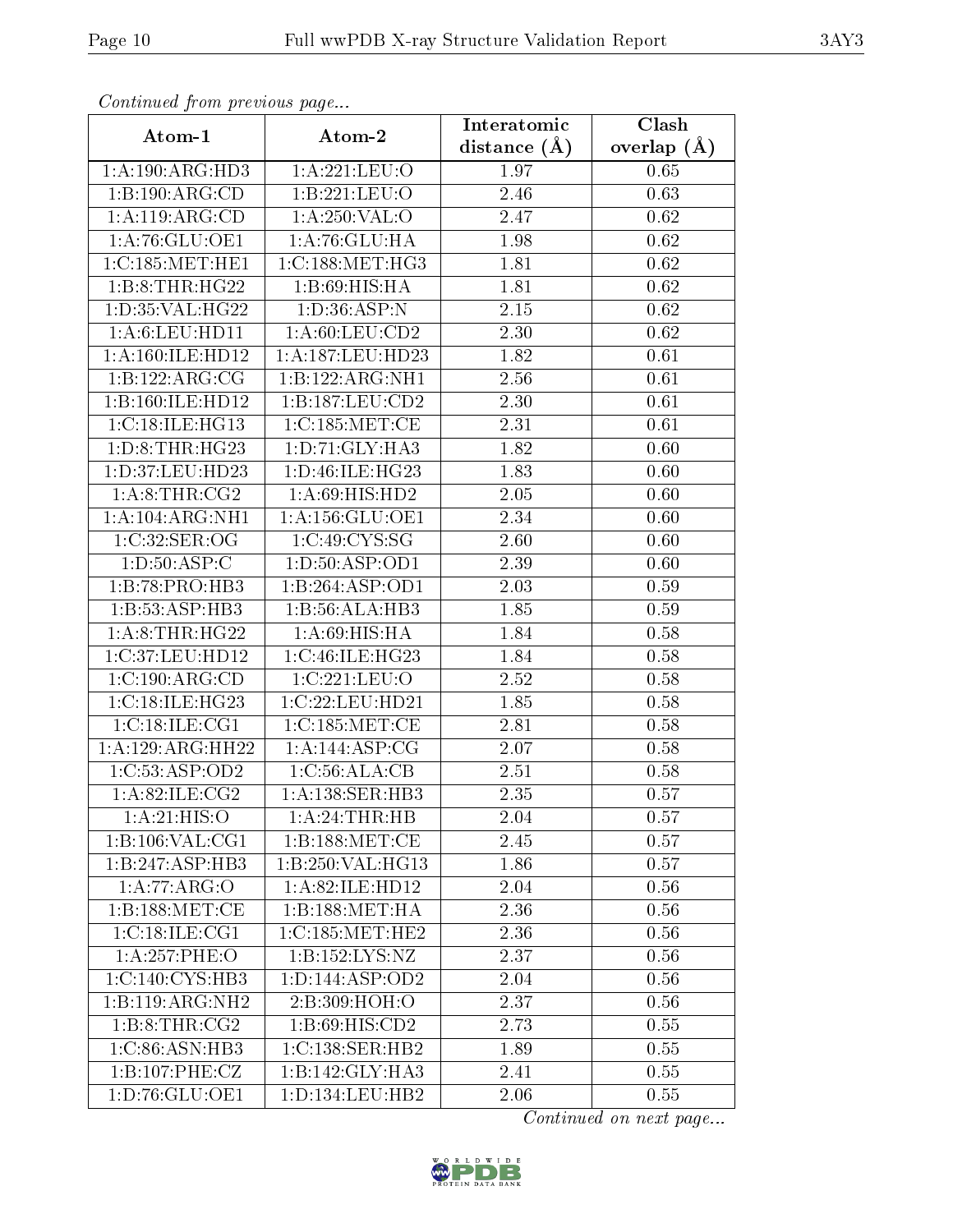*Continued from previous page...*

| Atom-1 | Atom-2 | Interatomic distance (Å) | Clash overlap (Å) |
|---|---|---|---|
| 1:A:190:ARG:HD3 | 1:A:221:LEU:O | 1.97 | 0.65 |
| 1:B:190:ARG:CD | 1:B:221:LEU:O | 2.46 | 0.63 |
| 1:A:119:ARG:CD | 1:A:250:VAL:O | 2.47 | 0.62 |
| 1:A:76:GLU:OE1 | 1:A:76:GLU:HA | 1.98 | 0.62 |
| 1:C:185:MET:HE1 | 1:C:188:MET:HG3 | 1.81 | 0.62 |
| 1:B:8:THR:HG22 | 1:B:69:HIS:HA | 1.81 | 0.62 |
| 1:D:35:VAL:HG22 | 1:D:36:ASP:N | 2.15 | 0.62 |
| 1:A:6:LEU:HD11 | 1:A:60:LEU:CD2 | 2.30 | 0.62 |
| 1:A:160:ILE:HD12 | 1:A:187:LEU:HD23 | 1.82 | 0.61 |
| 1:B:122:ARG:CG | 1:B:122:ARG:NH1 | 2.56 | 0.61 |
| 1:B:160:ILE:HD12 | 1:B:187:LEU:CD2 | 2.30 | 0.61 |
| 1:C:18:ILE:HG13 | 1:C:185:MET:CE | 2.31 | 0.61 |
| 1:D:8:THR:HG23 | 1:D:71:GLY:HA3 | 1.82 | 0.60 |
| 1:D:37:LEU:HD23 | 1:D:46:ILE:HG23 | 1.83 | 0.60 |
| 1:A:8:THR:CG2 | 1:A:69:HIS:HD2 | 2.05 | 0.60 |
| 1:A:104:ARG:NH1 | 1:A:156:GLU:OE1 | 2.34 | 0.60 |
| 1:C:32:SER:OG | 1:C:49:CYS:SG | 2.60 | 0.60 |
| 1:D:50:ASP:C | 1:D:50:ASP:OD1 | 2.39 | 0.60 |
| 1:B:78:PRO:HB3 | 1:B:264:ASP:OD1 | 2.03 | 0.59 |
| 1:B:53:ASP:HB3 | 1:B:56:ALA:HB3 | 1.85 | 0.59 |
| 1:A:8:THR:HG22 | 1:A:69:HIS:HA | 1.84 | 0.58 |
| 1:C:37:LEU:HD12 | 1:C:46:ILE:HG23 | 1.84 | 0.58 |
| 1:C:190:ARG:CD | 1:C:221:LEU:O | 2.52 | 0.58 |
| 1:C:18:ILE:HG23 | 1:C:22:LEU:HD21 | 1.85 | 0.58 |
| 1:C:18:ILE:CG1 | 1:C:185:MET:CE | 2.81 | 0.58 |
| 1:A:129:ARG:HH22 | 1:A:144:ASP:CG | 2.07 | 0.58 |
| 1:C:53:ASP:OD2 | 1:C:56:ALA:CB | 2.51 | 0.58 |
| 1:A:82:ILE:CG2 | 1:A:138:SER:HB3 | 2.35 | 0.57 |
| 1:A:21:HIS:O | 1:A:24:THR:HB | 2.04 | 0.57 |
| 1:B:106:VAL:CG1 | 1:B:188:MET:CE | 2.45 | 0.57 |
| 1:B:247:ASP:HB3 | 1:B:250:VAL:HG13 | 1.86 | 0.57 |
| 1:A:77:ARG:O | 1:A:82:ILE:HD12 | 2.04 | 0.56 |
| 1:B:188:MET:CE | 1:B:188:MET:HA | 2.36 | 0.56 |
| 1:C:18:ILE:CG1 | 1:C:185:MET:HE2 | 2.36 | 0.56 |
| 1:A:257:PHE:O | 1:B:152:LYS:NZ | 2.37 | 0.56 |
| 1:C:140:CYS:HB3 | 1:D:144:ASP:OD2 | 2.04 | 0.56 |
| 1:B:119:ARG:NH2 | 2:B:309:HOH:O | 2.37 | 0.56 |
| 1:B:8:THR:CG2 | 1:B:69:HIS:CD2 | 2.73 | 0.55 |
| 1:C:86:ASN:HB3 | 1:C:138:SER:HB2 | 1.89 | 0.55 |
| 1:B:107:PHE:CZ | 1:B:142:GLY:HA3 | 2.41 | 0.55 |
| 1:D:76:GLU:OE1 | 1:D:134:LEU:HB2 | 2.06 | 0.55 |

*Continued on next page...*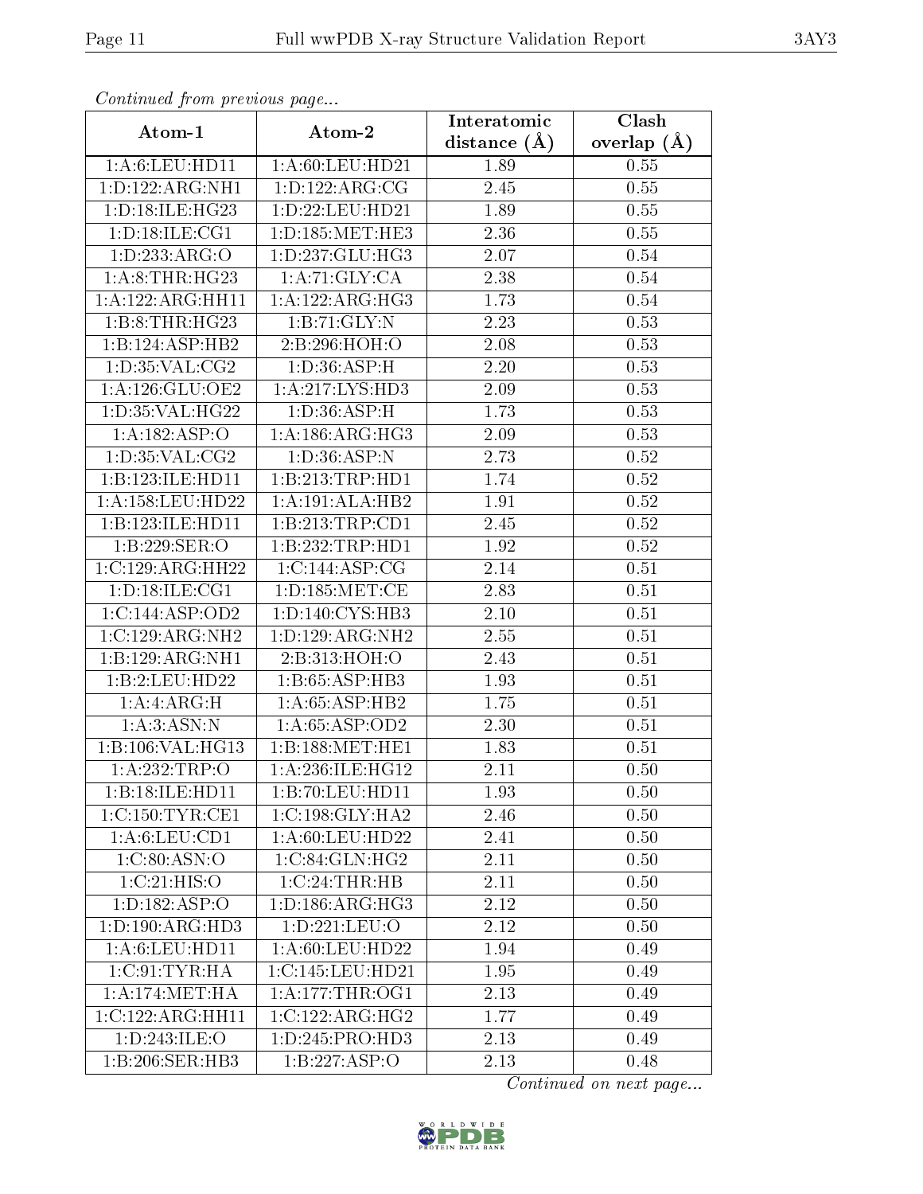*Continued from previous page...*

| Atom-1 | Atom-2 | Interatomic distance (Å) | Clash overlap (Å) |
|---|---|---|---|
| 1:A:6:LEU:HD11 | 1:A:60:LEU:HD21 | 1.89 | 0.55 |
| 1:D:122:ARG:NH1 | 1:D:122:ARG:CG | 2.45 | 0.55 |
| 1:D:18:ILE:HG23 | 1:D:22:LEU:HD21 | 1.89 | 0.55 |
| 1:D:18:ILE:CG1 | 1:D:185:MET:HE3 | 2.36 | 0.55 |
| 1:D:233:ARG:O | 1:D:237:GLU:HG3 | 2.07 | 0.54 |
| 1:A:8:THR:HG23 | 1:A:71:GLY:CA | 2.38 | 0.54 |
| 1:A:122:ARG:HH11 | 1:A:122:ARG:HG3 | 1.73 | 0.54 |
| 1:B:8:THR:HG23 | 1:B:71:GLY:N | 2.23 | 0.53 |
| 1:B:124:ASP:HB2 | 2:B:296:HOH:O | 2.08 | 0.53 |
| 1:D:35:VAL:CG2 | 1:D:36:ASP:H | 2.20 | 0.53 |
| 1:A:126:GLU:OE2 | 1:A:217:LYS:HD3 | 2.09 | 0.53 |
| 1:D:35:VAL:HG22 | 1:D:36:ASP:H | 1.73 | 0.53 |
| 1:A:182:ASP:O | 1:A:186:ARG:HG3 | 2.09 | 0.53 |
| 1:D:35:VAL:CG2 | 1:D:36:ASP:N | 2.73 | 0.52 |
| 1:B:123:ILE:HD11 | 1:B:213:TRP:HD1 | 1.74 | 0.52 |
| 1:A:158:LEU:HD22 | 1:A:191:ALA:HB2 | 1.91 | 0.52 |
| 1:B:123:ILE:HD11 | 1:B:213:TRP:CD1 | 2.45 | 0.52 |
| 1:B:229:SER:O | 1:B:232:TRP:HD1 | 1.92 | 0.52 |
| 1:C:129:ARG:HH22 | 1:C:144:ASP:CG | 2.14 | 0.51 |
| 1:D:18:ILE:CG1 | 1:D:185:MET:CE | 2.83 | 0.51 |
| 1:C:144:ASP:OD2 | 1:D:140:CYS:HB3 | 2.10 | 0.51 |
| 1:C:129:ARG:NH2 | 1:D:129:ARG:NH2 | 2.55 | 0.51 |
| 1:B:129:ARG:NH1 | 2:B:313:HOH:O | 2.43 | 0.51 |
| 1:B:2:LEU:HD22 | 1:B:65:ASP:HB3 | 1.93 | 0.51 |
| 1:A:4:ARG:H | 1:A:65:ASP:HB2 | 1.75 | 0.51 |
| 1:A:3:ASN:N | 1:A:65:ASP:OD2 | 2.30 | 0.51 |
| 1:B:106:VAL:HG13 | 1:B:188:MET:HE1 | 1.83 | 0.51 |
| 1:A:232:TRP:O | 1:A:236:ILE:HG12 | 2.11 | 0.50 |
| 1:B:18:ILE:HD11 | 1:B:70:LEU:HD11 | 1.93 | 0.50 |
| 1:C:150:TYR:CE1 | 1:C:198:GLY:HA2 | 2.46 | 0.50 |
| 1:A:6:LEU:CD1 | 1:A:60:LEU:HD22 | 2.41 | 0.50 |
| 1:C:80:ASN:O | 1:C:84:GLN:HG2 | 2.11 | 0.50 |
| 1:C:21:HIS:O | 1:C:24:THR:HB | 2.11 | 0.50 |
| 1:D:182:ASP:O | 1:D:186:ARG:HG3 | 2.12 | 0.50 |
| 1:D:190:ARG:HD3 | 1:D:221:LEU:O | 2.12 | 0.50 |
| 1:A:6:LEU:HD11 | 1:A:60:LEU:HD22 | 1.94 | 0.49 |
| 1:C:91:TYR:HA | 1:C:145:LEU:HD21 | 1.95 | 0.49 |
| 1:A:174:MET:HA | 1:A:177:THR:OG1 | 2.13 | 0.49 |
| 1:C:122:ARG:HH11 | 1:C:122:ARG:HG2 | 1.77 | 0.49 |
| 1:D:243:ILE:O | 1:D:245:PRO:HD3 | 2.13 | 0.49 |
| 1:B:206:SER:HB3 | 1:B:227:ASP:O | 2.13 | 0.48 |

*Continued on next page...*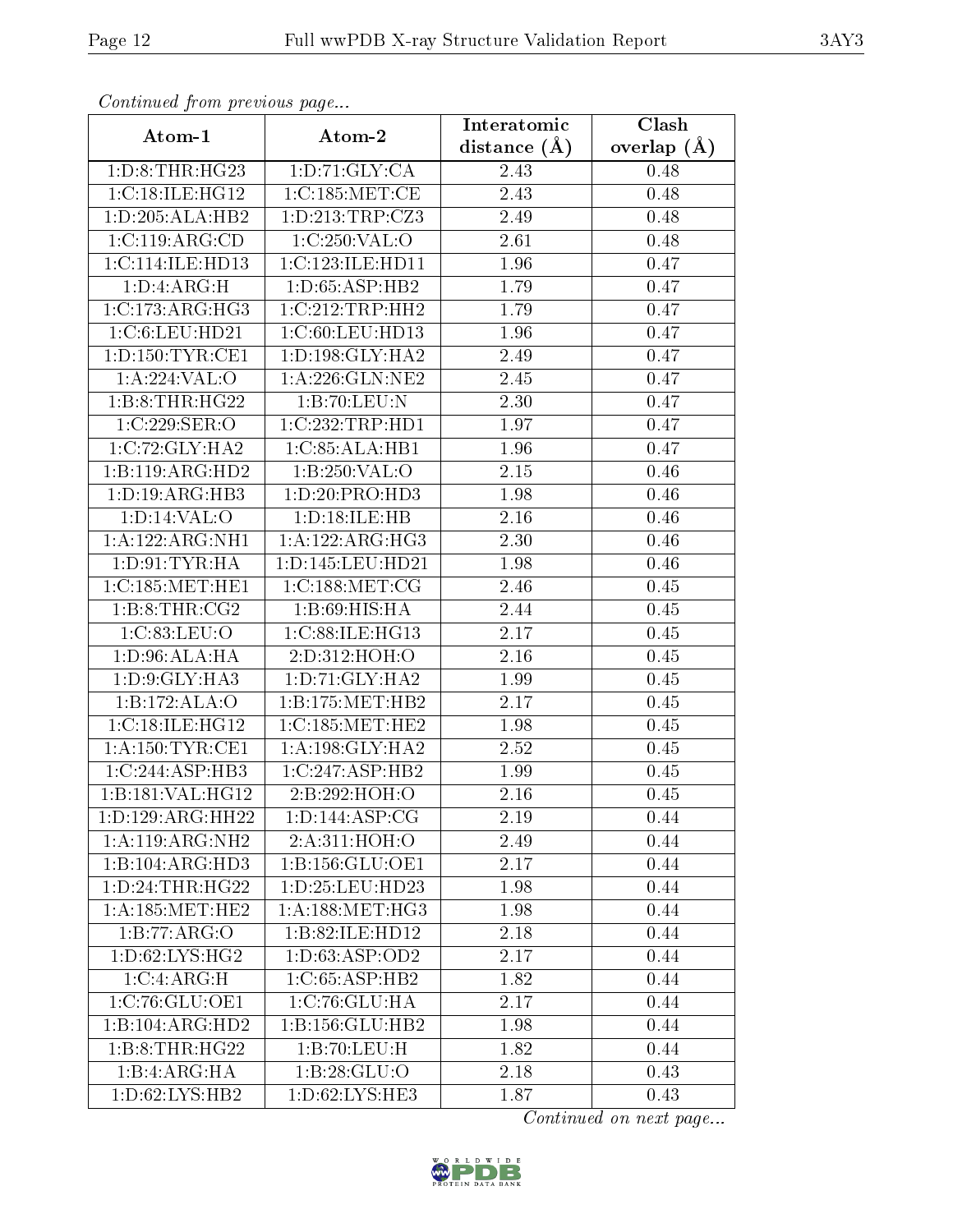*Continued from previous page...*

| Atom-1 | Atom-2 | Interatomic distance (Å) | Clash overlap (Å) |
|---|---|---|---|
| 1:D:8:THR:HG23 | 1:D:71:GLY:CA | 2.43 | 0.48 |
| 1:C:18:ILE:HG12 | 1:C:185:MET:CE | 2.43 | 0.48 |
| 1:D:205:ALA:HB2 | 1:D:213:TRP:CZ3 | 2.49 | 0.48 |
| 1:C:119:ARG:CD | 1:C:250:VAL:O | 2.61 | 0.48 |
| 1:C:114:ILE:HD13 | 1:C:123:ILE:HD11 | 1.96 | 0.47 |
| 1:D:4:ARG:H | 1:D:65:ASP:HB2 | 1.79 | 0.47 |
| 1:C:173:ARG:HG3 | 1:C:212:TRP:HH2 | 1.79 | 0.47 |
| 1:C:6:LEU:HD21 | 1:C:60:LEU:HD13 | 1.96 | 0.47 |
| 1:D:150:TYR:CE1 | 1:D:198:GLY:HA2 | 2.49 | 0.47 |
| 1:A:224:VAL:O | 1:A:226:GLN:NE2 | 2.45 | 0.47 |
| 1:B:8:THR:HG22 | 1:B:70:LEU:N | 2.30 | 0.47 |
| 1:C:229:SER:O | 1:C:232:TRP:HD1 | 1.97 | 0.47 |
| 1:C:72:GLY:HA2 | 1:C:85:ALA:HB1 | 1.96 | 0.47 |
| 1:B:119:ARG:HD2 | 1:B:250:VAL:O | 2.15 | 0.46 |
| 1:D:19:ARG:HB3 | 1:D:20:PRO:HD3 | 1.98 | 0.46 |
| 1:D:14:VAL:O | 1:D:18:ILE:HB | 2.16 | 0.46 |
| 1:A:122:ARG:NH1 | 1:A:122:ARG:HG3 | 2.30 | 0.46 |
| 1:D:91:TYR:HA | 1:D:145:LEU:HD21 | 1.98 | 0.46 |
| 1:C:185:MET:HE1 | 1:C:188:MET:CG | 2.46 | 0.45 |
| 1:B:8:THR:CG2 | 1:B:69:HIS:HA | 2.44 | 0.45 |
| 1:C:83:LEU:O | 1:C:88:ILE:HG13 | 2.17 | 0.45 |
| 1:D:96:ALA:HA | 2:D:312:HOH:O | 2.16 | 0.45 |
| 1:D:9:GLY:HA3 | 1:D:71:GLY:HA2 | 1.99 | 0.45 |
| 1:B:172:ALA:O | 1:B:175:MET:HB2 | 2.17 | 0.45 |
| 1:C:18:ILE:HG12 | 1:C:185:MET:HE2 | 1.98 | 0.45 |
| 1:A:150:TYR:CE1 | 1:A:198:GLY:HA2 | 2.52 | 0.45 |
| 1:C:244:ASP:HB3 | 1:C:247:ASP:HB2 | 1.99 | 0.45 |
| 1:B:181:VAL:HG12 | 2:B:292:HOH:O | 2.16 | 0.45 |
| 1:D:129:ARG:HH22 | 1:D:144:ASP:CG | 2.19 | 0.44 |
| 1:A:119:ARG:NH2 | 2:A:311:HOH:O | 2.49 | 0.44 |
| 1:B:104:ARG:HD3 | 1:B:156:GLU:OE1 | 2.17 | 0.44 |
| 1:D:24:THR:HG22 | 1:D:25:LEU:HD23 | 1.98 | 0.44 |
| 1:A:185:MET:HE2 | 1:A:188:MET:HG3 | 1.98 | 0.44 |
| 1:B:77:ARG:O | 1:B:82:ILE:HD12 | 2.18 | 0.44 |
| 1:D:62:LYS:HG2 | 1:D:63:ASP:OD2 | 2.17 | 0.44 |
| 1:C:4:ARG:H | 1:C:65:ASP:HB2 | 1.82 | 0.44 |
| 1:C:76:GLU:OE1 | 1:C:76:GLU:HA | 2.17 | 0.44 |
| 1:B:104:ARG:HD2 | 1:B:156:GLU:HB2 | 1.98 | 0.44 |
| 1:B:8:THR:HG22 | 1:B:70:LEU:H | 1.82 | 0.44 |
| 1:B:4:ARG:HA | 1:B:28:GLU:O | 2.18 | 0.43 |
| 1:D:62:LYS:HB2 | 1:D:62:LYS:HE3 | 1.87 | 0.43 |

*Continued on next page...*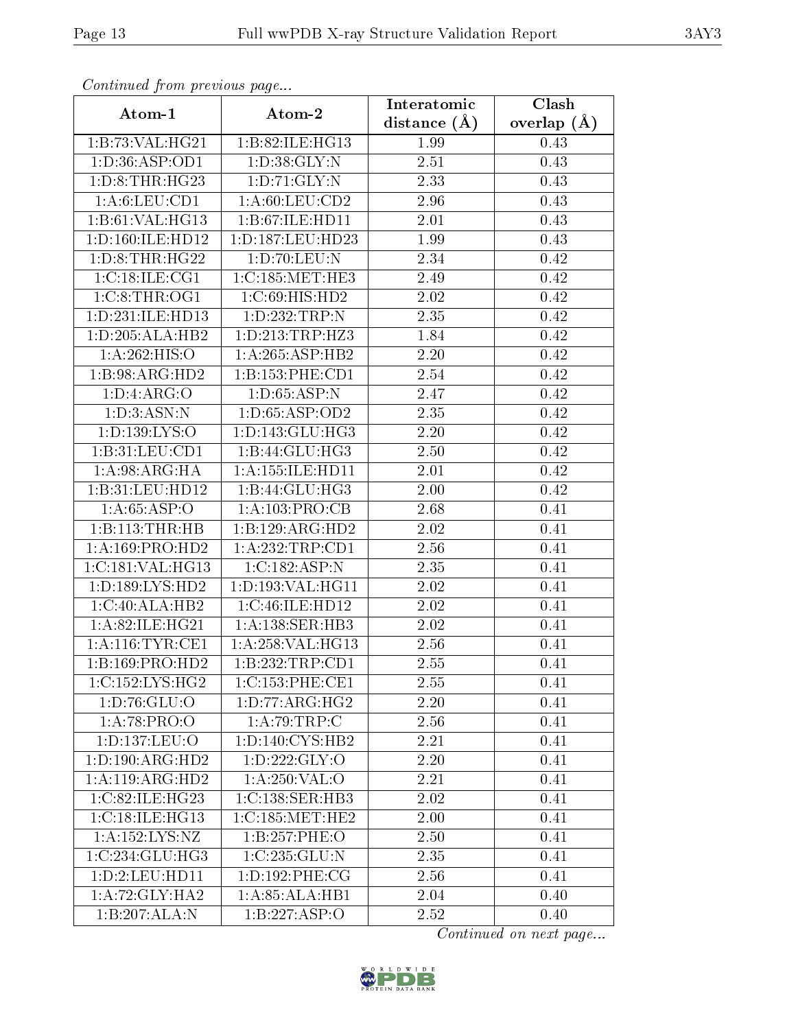*Continued from previous page...*

| Atom-1 | Atom-2 | Interatomic distance (Å) | Clash overlap (Å) |
| --- | --- | --- | --- |
| 1:B:73:VAL:HG21 | 1:B:82:ILE:HG13 | 1.99 | 0.43 |
| 1:D:36:ASP:OD1 | 1:D:38:GLY:N | 2.51 | 0.43 |
| 1:D:8:THR:HG23 | 1:D:71:GLY:N | 2.33 | 0.43 |
| 1:A:6:LEU:CD1 | 1:A:60:LEU:CD2 | 2.96 | 0.43 |
| 1:B:61:VAL:HG13 | 1:B:67:ILE:HD11 | 2.01 | 0.43 |
| 1:D:160:ILE:HD12 | 1:D:187:LEU:HD23 | 1.99 | 0.43 |
| 1:D:8:THR:HG22 | 1:D:70:LEU:N | 2.34 | 0.42 |
| 1:C:18:ILE:CG1 | 1:C:185:MET:HE3 | 2.49 | 0.42 |
| 1:C:8:THR:OG1 | 1:C:69:HIS:HD2 | 2.02 | 0.42 |
| 1:D:231:ILE:HD13 | 1:D:232:TRP:N | 2.35 | 0.42 |
| 1:D:205:ALA:HB2 | 1:D:213:TRP:HZ3 | 1.84 | 0.42 |
| 1:A:262:HIS:O | 1:A:265:ASP:HB2 | 2.20 | 0.42 |
| 1:B:98:ARG:HD2 | 1:B:153:PHE:CD1 | 2.54 | 0.42 |
| 1:D:4:ARG:O | 1:D:65:ASP:N | 2.47 | 0.42 |
| 1:D:3:ASN:N | 1:D:65:ASP:OD2 | 2.35 | 0.42 |
| 1:D:139:LYS:O | 1:D:143:GLU:HG3 | 2.20 | 0.42 |
| 1:B:31:LEU:CD1 | 1:B:44:GLU:HG3 | 2.50 | 0.42 |
| 1:A:98:ARG:HA | 1:A:155:ILE:HD11 | 2.01 | 0.42 |
| 1:B:31:LEU:HD12 | 1:B:44:GLU:HG3 | 2.00 | 0.42 |
| 1:A:65:ASP:O | 1:A:103:PRO:CB | 2.68 | 0.41 |
| 1:B:113:THR:HB | 1:B:129:ARG:HD2 | 2.02 | 0.41 |
| 1:A:169:PRO:HD2 | 1:A:232:TRP:CD1 | 2.56 | 0.41 |
| 1:C:181:VAL:HG13 | 1:C:182:ASP:N | 2.35 | 0.41 |
| 1:D:189:LYS:HD2 | 1:D:193:VAL:HG11 | 2.02 | 0.41 |
| 1:C:40:ALA:HB2 | 1:C:46:ILE:HD12 | 2.02 | 0.41 |
| 1:A:82:ILE:HG21 | 1:A:138:SER:HB3 | 2.02 | 0.41 |
| 1:A:116:TYR:CE1 | 1:A:258:VAL:HG13 | 2.56 | 0.41 |
| 1:B:169:PRO:HD2 | 1:B:232:TRP:CD1 | 2.55 | 0.41 |
| 1:C:152:LYS:HG2 | 1:C:153:PHE:CE1 | 2.55 | 0.41 |
| 1:D:76:GLU:O | 1:D:77:ARG:HG2 | 2.20 | 0.41 |
| 1:A:78:PRO:O | 1:A:79:TRP:C | 2.56 | 0.41 |
| 1:D:137:LEU:O | 1:D:140:CYS:HB2 | 2.21 | 0.41 |
| 1:D:190:ARG:HD2 | 1:D:222:GLY:O | 2.20 | 0.41 |
| 1:A:119:ARG:HD2 | 1:A:250:VAL:O | 2.21 | 0.41 |
| 1:C:82:ILE:HG23 | 1:C:138:SER:HB3 | 2.02 | 0.41 |
| 1:C:18:ILE:HG13 | 1:C:185:MET:HE2 | 2.00 | 0.41 |
| 1:A:152:LYS:NZ | 1:B:257:PHE:O | 2.50 | 0.41 |
| 1:C:234:GLU:HG3 | 1:C:235:GLU:N | 2.35 | 0.41 |
| 1:D:2:LEU:HD11 | 1:D:192:PHE:CG | 2.56 | 0.41 |
| 1:A:72:GLY:HA2 | 1:A:85:ALA:HB1 | 2.04 | 0.40 |
| 1:B:207:ALA:N | 1:B:227:ASP:O | 2.52 | 0.40 |

*Continued on next page...*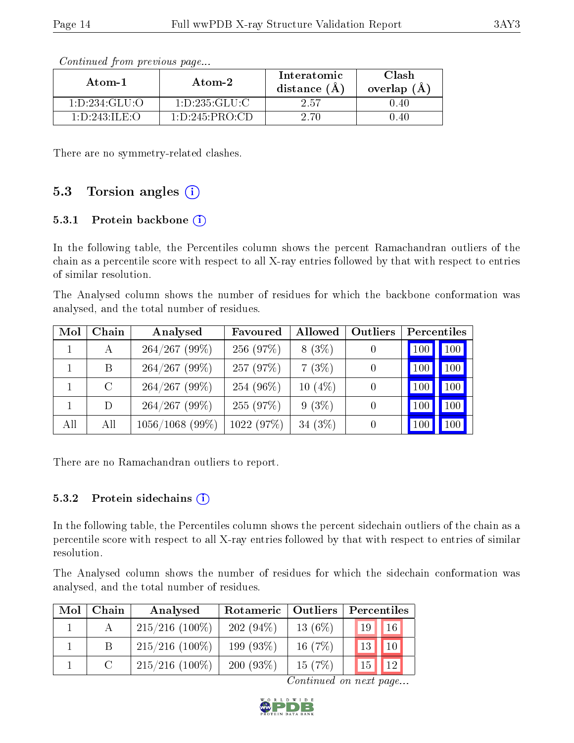*Continued from previous page...*

| Atom-1 | Atom-2 | Interatomic distance (Å) | Clash overlap (Å) |
|---|---|---|---|
| 1:D:234:GLU:O | 1:D:235:GLU:C | 2.57 | 0.40 |
| 1:D:243:ILE:O | 1:D:245:PRO:CD | 2.70 | 0.40 |

There are no symmetry-related clashes.

## 5.3 Torsion angles

### 5.3.1 Protein backbone

In the following table, the Percentiles column shows the percent Ramachandran outliers of the chain as a percentile score with respect to all X-ray entries followed by that with respect to entries of similar resolution.

The Analysed column shows the number of residues for which the backbone conformation was analysed, and the total number of residues.

| Mol | Chain | Analysed | Favoured | Allowed | Outliers | Percentiles | |
|---|---|---|---|---|---|---|---|
| 1 | A | 264/267 (99%) | 256 (97%) | 8 (3%) | 0 | 100 | 100 |
| 1 | B | 264/267 (99%) | 257 (97%) | 7 (3%) | 0 | 100 | 100 |
| 1 | C | 264/267 (99%) | 254 (96%) | 10 (4%) | 0 | 100 | 100 |
| 1 | D | 264/267 (99%) | 255 (97%) | 9 (3%) | 0 | 100 | 100 |
| All | All | 1056/1068 (99%) | 1022 (97%) | 34 (3%) | 0 | 100 | 100 |

There are no Ramachandran outliers to report.

### 5.3.2 Protein sidechains

In the following table, the Percentiles column shows the percent sidechain outliers of the chain as a percentile score with respect to all X-ray entries followed by that with respect to entries of similar resolution.

The Analysed column shows the number of residues for which the sidechain conformation was analysed, and the total number of residues.

| Mol | Chain | Analysed | Rotameric | Outliers | Percentiles | |
|---|---|---|---|---|---|---|
| 1 | A | 215/216 (100%) | 202 (94%) | 13 (6%) | 19 | 16 |
| 1 | B | 215/216 (100%) | 199 (93%) | 16 (7%) | 13 | 10 |
| 1 | C | 215/216 (100%) | 200 (93%) | 15 (7%) | 15 | 12 |

*Continued on next page...*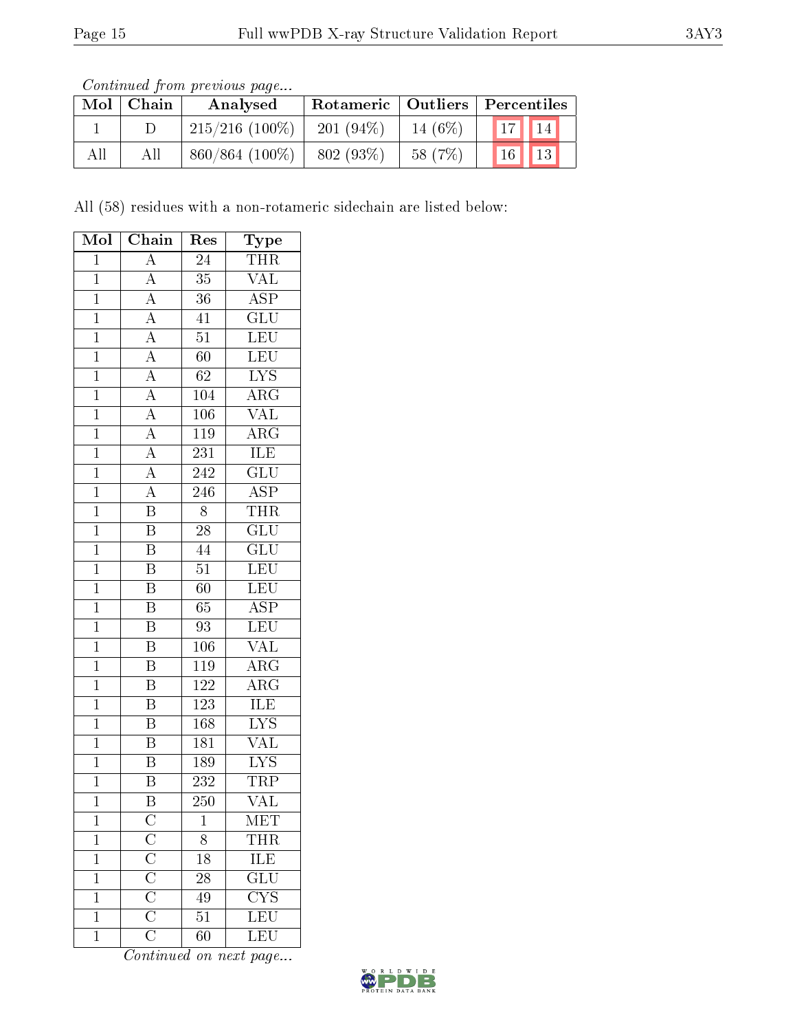*Continued from previous page...*

| Mol | Chain | Analysed | Rotameric | Outliers | Percentiles | |
|---|---|---|---|---|---|---|
| 1 | D | 215/216 (100%) | 201 (94%) | 14 (6%) | 17 | 14 |
| All | All | 860/864 (100%) | 802 (93%) | 58 (7%) | 16 | 13 |

All (58) residues with a non-rotameric sidechain are listed below:

| Mol | Chain | Res | Type |
|---|---|---|---|
| 1 | A | 24 | THR |
| 1 | A | 35 | VAL |
| 1 | A | 36 | ASP |
| 1 | A | 41 | GLU |
| 1 | A | 51 | LEU |
| 1 | A | 60 | LEU |
| 1 | A | 62 | LYS |
| 1 | A | 104 | ARG |
| 1 | A | 106 | VAL |
| 1 | A | 119 | ARG |
| 1 | A | 231 | ILE |
| 1 | A | 242 | GLU |
| 1 | A | 246 | ASP |
| 1 | B | 8 | THR |
| 1 | B | 28 | GLU |
| 1 | B | 44 | GLU |
| 1 | B | 51 | LEU |
| 1 | B | 60 | LEU |
| 1 | B | 65 | ASP |
| 1 | B | 93 | LEU |
| 1 | B | 106 | VAL |
| 1 | B | 119 | ARG |
| 1 | B | 122 | ARG |
| 1 | B | 123 | ILE |
| 1 | B | 168 | LYS |
| 1 | B | 181 | VAL |
| 1 | B | 189 | LYS |
| 1 | B | 232 | TRP |
| 1 | B | 250 | VAL |
| 1 | C | 1 | MET |
| 1 | C | 8 | THR |
| 1 | C | 18 | ILE |
| 1 | C | 28 | GLU |
| 1 | C | 49 | CYS |
| 1 | C | 51 | LEU |
| 1 | C | 60 | LEU |

*Continued on next page...*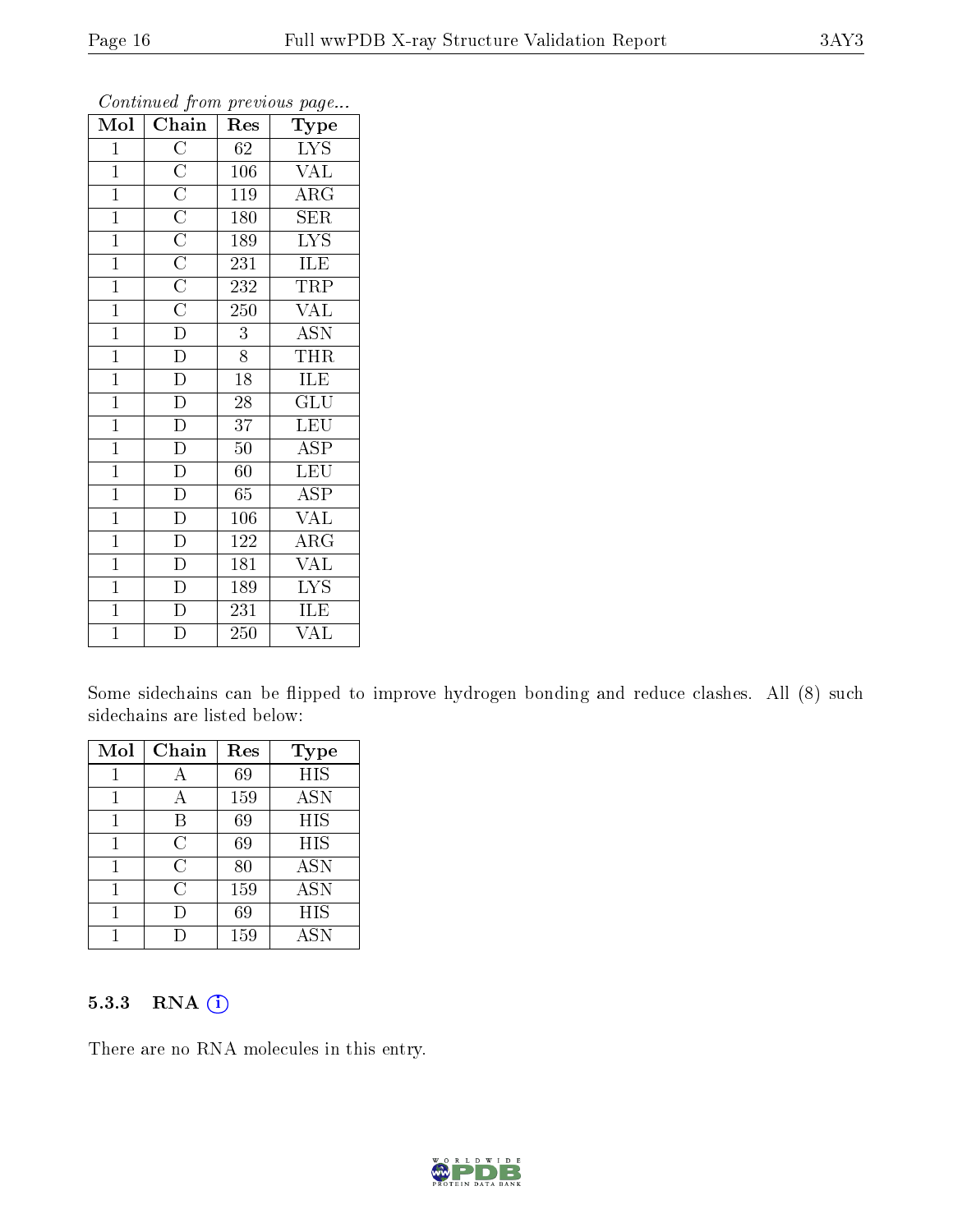*Continued from previous page...*

| Mol | Chain | Res | Type |
|---|---|---|---|
| 1 | C | 62 | LYS |
| 1 | C | 106 | VAL |
| 1 | C | 119 | ARG |
| 1 | C | 180 | SER |
| 1 | C | 189 | LYS |
| 1 | C | 231 | ILE |
| 1 | C | 232 | TRP |
| 1 | C | 250 | VAL |
| 1 | D | 3 | ASN |
| 1 | D | 8 | THR |
| 1 | D | 18 | ILE |
| 1 | D | 28 | GLU |
| 1 | D | 37 | LEU |
| 1 | D | 50 | ASP |
| 1 | D | 60 | LEU |
| 1 | D | 65 | ASP |
| 1 | D | 106 | VAL |
| 1 | D | 122 | ARG |
| 1 | D | 181 | VAL |
| 1 | D | 189 | LYS |
| 1 | D | 231 | ILE |
| 1 | D | 250 | VAL |

Some sidechains can be flipped to improve hydrogen bonding and reduce clashes. All (8) such sidechains are listed below:

| Mol | Chain | Res | Type |
|---|---|---|---|
| 1 | A | 69 | HIS |
| 1 | A | 159 | ASN |
| 1 | B | 69 | HIS |
| 1 | C | 69 | HIS |
| 1 | C | 80 | ASN |
| 1 | C | 159 | ASN |
| 1 | D | 69 | HIS |
| 1 | D | 159 | ASN |

### 5.3.3 RNA

There are no RNA molecules in this entry.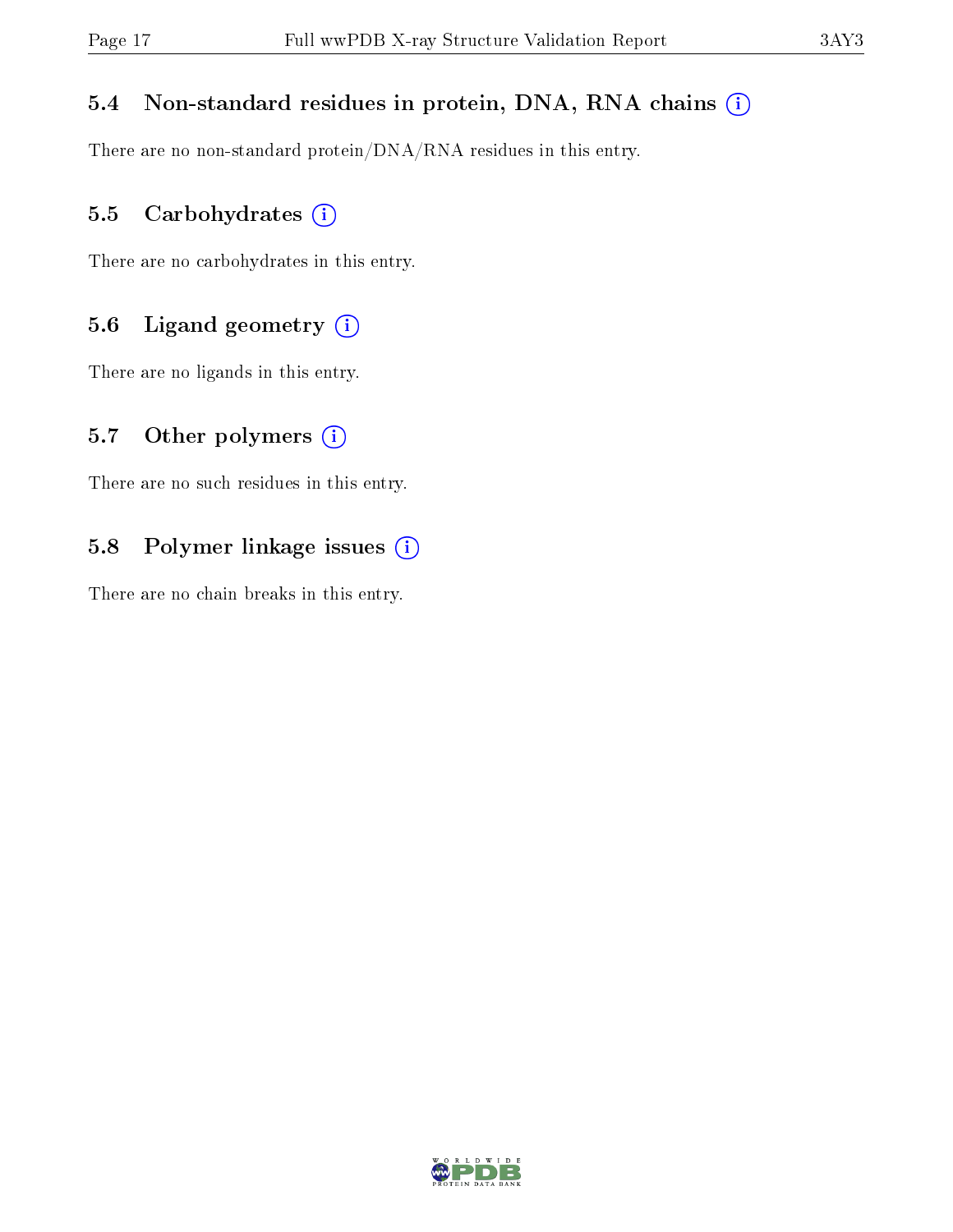### 5.4 Non-standard residues in protein, DNA, RNA chains

There are no non-standard protein/DNA/RNA residues in this entry.

### 5.5 Carbohydrates

There are no carbohydrates in this entry.

### 5.6 Ligand geometry

There are no ligands in this entry.

### 5.7 Other polymers

There are no such residues in this entry.

### 5.8 Polymer linkage issues

There are no chain breaks in this entry.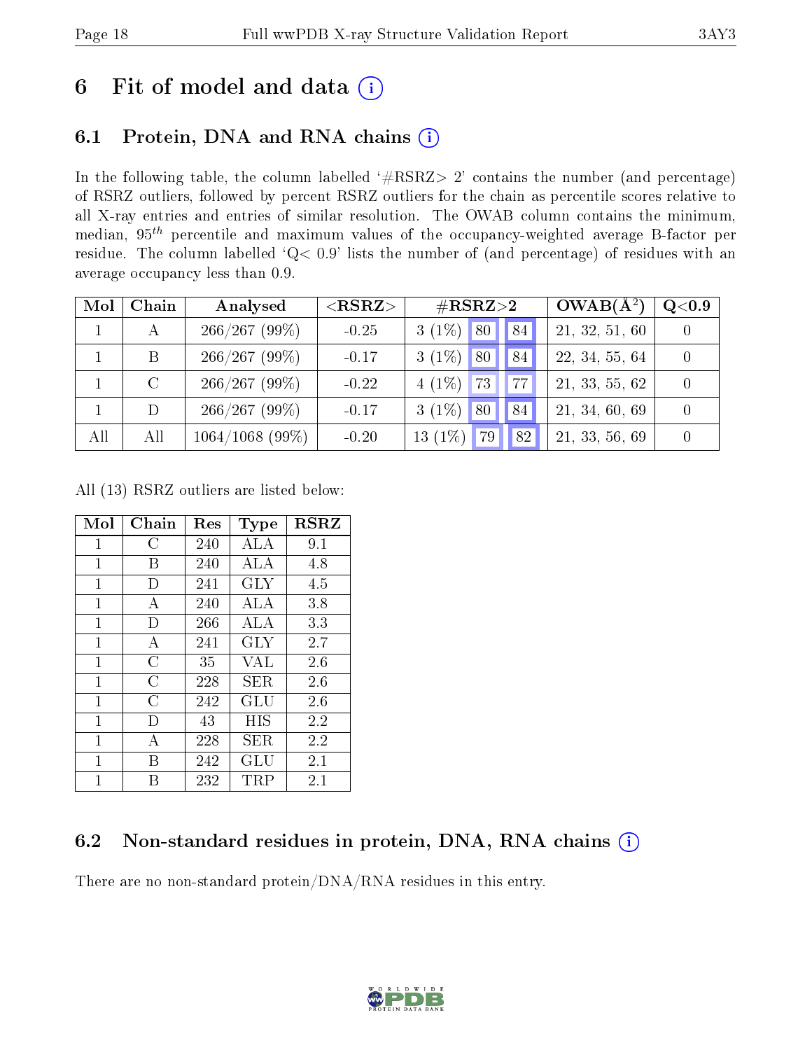# 6 Fit of model and data (i)

## 6.1 Protein, DNA and RNA chains (i)

In the following table, the column labelled '#RSRZ> 2' contains the number (and percentage) of RSRZ outliers, followed by percent RSRZ outliers for the chain as percentile scores relative to all X-ray entries and entries of similar resolution. The OWAB column contains the minimum, median, $95^{th}$ percentile and maximum values of the occupancy-weighted average B-factor per residue. The column labelled 'Q< 0.9' lists the number of (and percentage) of residues with an average occupancy less than 0.9.

| Mol | Chain | Analysed | <RSRZ> | #RSRZ>2 | | | OWAB(Å$^2$) | Q<0.9 |
|---|---|---|---|---|---|---|---|---|
| 1 | A | 266/267 (99%) | -0.25 | 3 (1%) | 80 | 84 | 21, 32, 51, 60 | 0 |
| 1 | B | 266/267 (99%) | -0.17 | 3 (1%) | 80 | 84 | 22, 34, 55, 64 | 0 |
| 1 | C | 266/267 (99%) | -0.22 | 4 (1%) | 73 | 77 | 21, 33, 55, 62 | 0 |
| 1 | D | 266/267 (99%) | -0.17 | 3 (1%) | 80 | 84 | 21, 34, 60, 69 | 0 |
| All | All | 1064/1068 (99%) | -0.20 | 13 (1%) | 79 | 82 | 21, 33, 56, 69 | 0 |

All (13) RSRZ outliers are listed below:

| Mol | Chain | Res | Type | RSRZ |
|---|---|---|---|---|
| 1 | C | 240 | ALA | 9.1 |
| 1 | B | 240 | ALA | 4.8 |
| 1 | D | 241 | GLY | 4.5 |
| 1 | A | 240 | ALA | 3.8 |
| 1 | D | 266 | ALA | 3.3 |
| 1 | A | 241 | GLY | 2.7 |
| 1 | C | 35 | VAL | 2.6 |
| 1 | C | 228 | SER | 2.6 |
| 1 | C | 242 | GLU | 2.6 |
| 1 | D | 43 | HIS | 2.2 |
| 1 | A | 228 | SER | 2.2 |
| 1 | B | 242 | GLU | 2.1 |
| 1 | B | 232 | TRP | 2.1 |

## 6.2 Non-standard residues in protein, DNA, RNA chains (i)

There are no non-standard protein/DNA/RNA residues in this entry.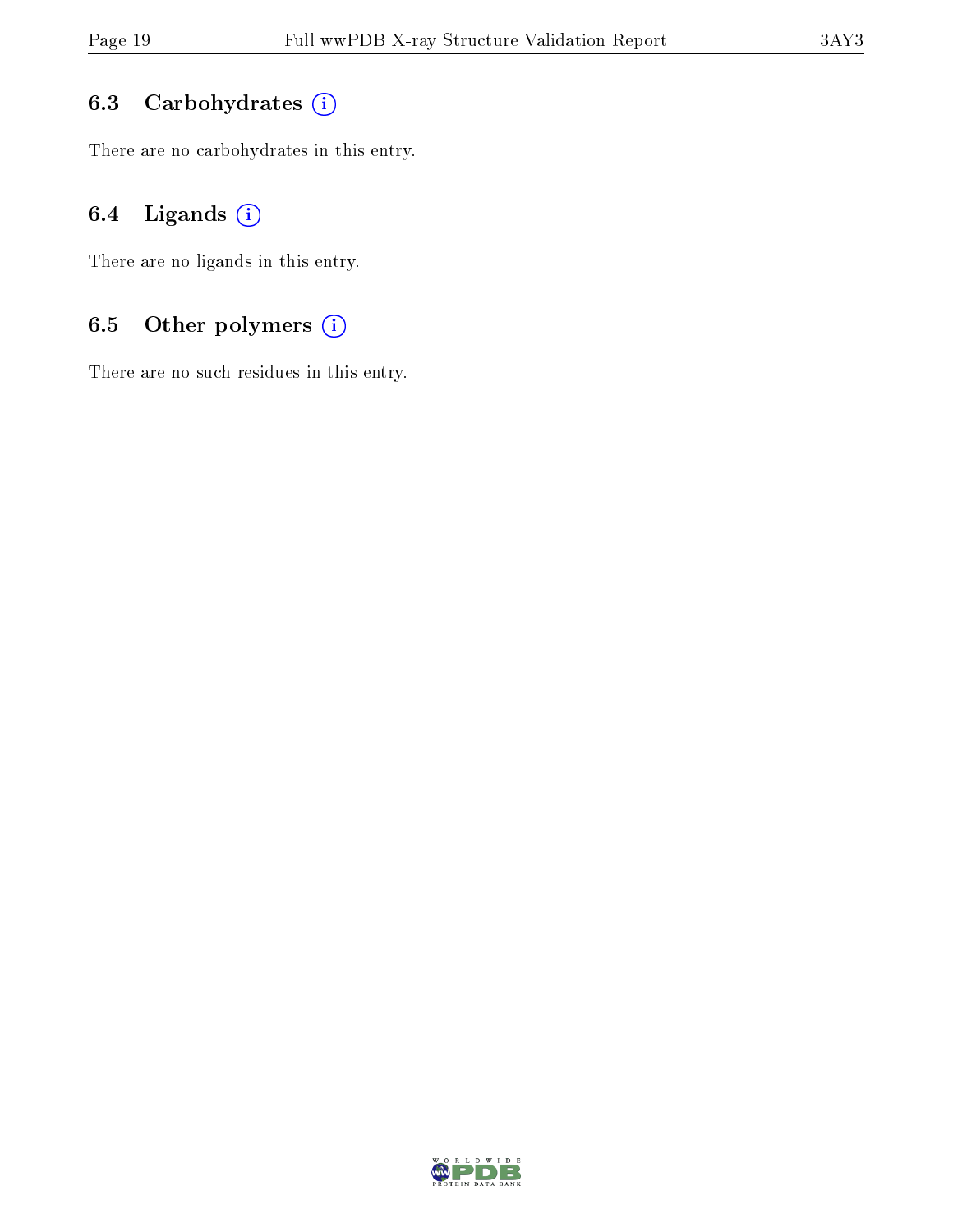### 6.3 Carbohydrates

There are no carbohydrates in this entry.

### 6.4 Ligands

There are no ligands in this entry.

### 6.5 Other polymers

There are no such residues in this entry.